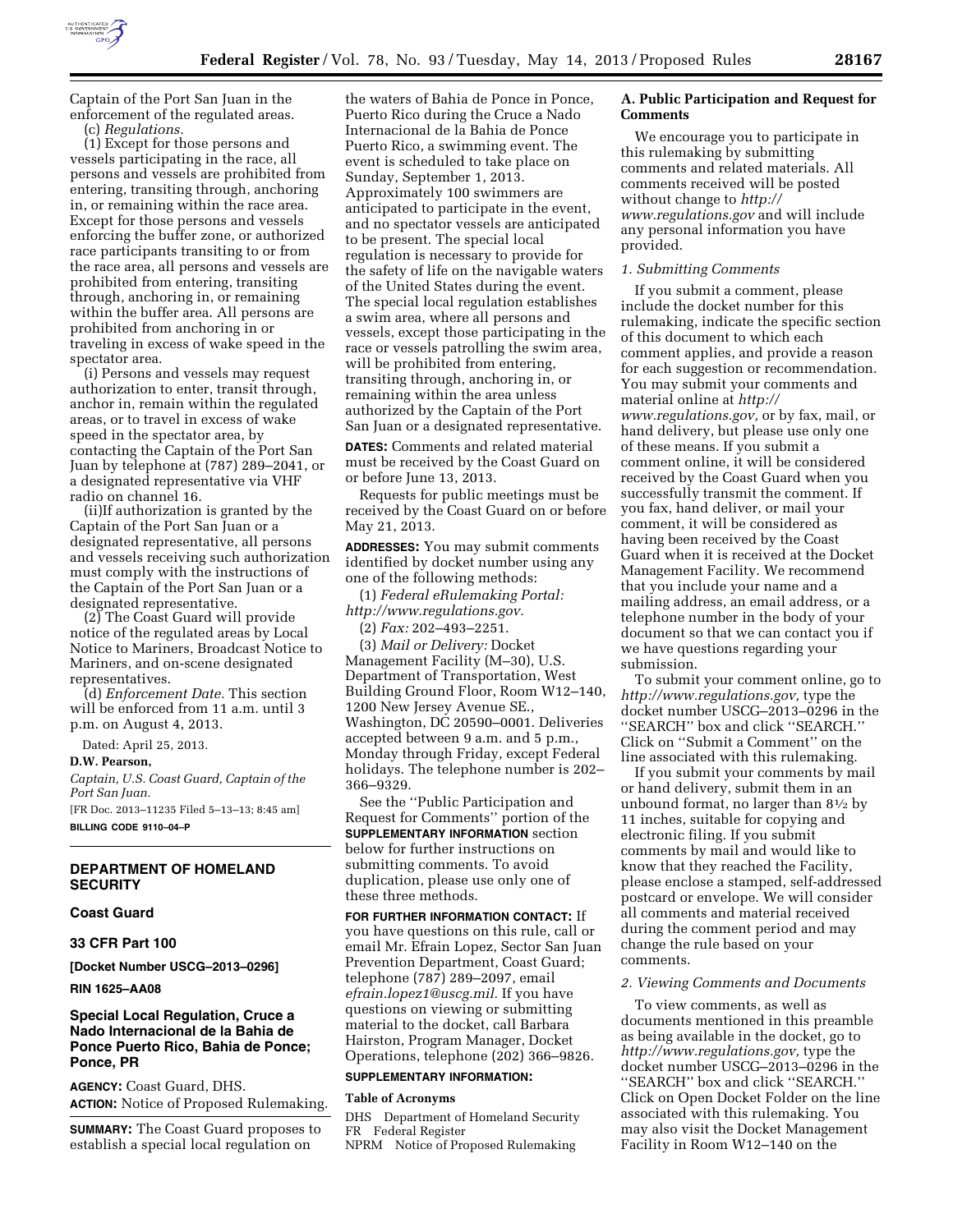Captain of the Port San Juan in the enforcement of the regulated areas.

(c) *Regulations.*

(1) Except for those persons and vessels participating in the race, all persons and vessels are prohibited from entering, transiting through, anchoring in, or remaining within the race area. Except for those persons and vessels enforcing the buffer zone, or authorized race participants transiting to or from the race area, all persons and vessels are prohibited from entering, transiting through, anchoring in, or remaining within the buffer area. All persons are prohibited from anchoring in or traveling in excess of wake speed in the spectator area.

(i) Persons and vessels may request authorization to enter, transit through, anchor in, remain within the regulated areas, or to travel in excess of wake speed in the spectator area, by contacting the Captain of the Port San Juan by telephone at (787) 289–2041, or a designated representative via VHF radio on channel 16.

(ii)If authorization is granted by the Captain of the Port San Juan or a designated representative, all persons and vessels receiving such authorization must comply with the instructions of the Captain of the Port San Juan or a designated representative.

(2) The Coast Guard will provide notice of the regulated areas by Local Notice to Mariners, Broadcast Notice to Mariners, and on-scene designated representatives.

(d) *Enforcement Date.* This section will be enforced from 11 a.m. until 3 p.m. on August 4, 2013.

Dated: April 25, 2013.

**D.W. Pearson,**

*Captain, U.S. Coast Guard, Captain of the Port San Juan.*

[FR Doc. 2013–11235 Filed 5–13–13; 8:45 am]

**BILLING CODE 9110–04–P**

---

## DEPARTMENT OF HOMELAND SECURITY

### Coast Guard

### 33 CFR Part 100

**[Docket Number USCG–2013–0296]**

**RIN 1625–AA08**

### Special Local Regulation, Cruce a Nado Internacional de la Bahia de Ponce Puerto Rico, Bahia de Ponce; Ponce, PR

**AGENCY:** Coast Guard, DHS.

**ACTION:** Notice of Proposed Rulemaking.

**SUMMARY:** The Coast Guard proposes to establish a special local regulation on the waters of Bahia de Ponce in Ponce, Puerto Rico during the Cruce a Nado Internacional de la Bahia de Ponce Puerto Rico, a swimming event. The event is scheduled to take place on Sunday, September 1, 2013. Approximately 100 swimmers are anticipated to participate in the event, and no spectator vessels are anticipated to be present. The special local regulation is necessary to provide for the safety of life on the navigable waters of the United States during the event. The special local regulation establishes a swim area, where all persons and vessels, except those participating in the race or vessels patrolling the swim area, will be prohibited from entering, transiting through, anchoring in, or remaining within the area unless authorized by the Captain of the Port San Juan or a designated representative.

**DATES:** Comments and related material must be received by the Coast Guard on or before June 13, 2013.

Requests for public meetings must be received by the Coast Guard on or before May 21, 2013.

**ADDRESSES:** You may submit comments identified by docket number using any one of the following methods:

(1) *Federal eRulemaking Portal: http://www.regulations.gov.*

(2) *Fax:* 202–493–2251.

(3) *Mail or Delivery:* Docket Management Facility (M–30), U.S. Department of Transportation, West Building Ground Floor, Room W12–140, 1200 New Jersey Avenue SE., Washington, DC 20590–0001. Deliveries accepted between 9 a.m. and 5 p.m., Monday through Friday, except Federal holidays. The telephone number is 202–366–9329.

See the "Public Participation and Request for Comments" portion of the **SUPPLEMENTARY INFORMATION** section below for further instructions on submitting comments. To avoid duplication, please use only one of these three methods.

**FOR FURTHER INFORMATION CONTACT:** If you have questions on this rule, call or email Mr. Efrain Lopez, Sector San Juan Prevention Department, Coast Guard; telephone (787) 289–2097, email *efrain.lopez1@uscg.mil.* If you have questions on viewing or submitting material to the docket, call Barbara Hairston, Program Manager, Docket Operations, telephone (202) 366–9826.

**SUPPLEMENTARY INFORMATION:**

**Table of Acronyms**

DHS Department of Homeland Security
FR Federal Register
NPRM Notice of Proposed Rulemaking

**A. Public Participation and Request for Comments**

We encourage you to participate in this rulemaking by submitting comments and related materials. All comments received will be posted without change to *http://www.regulations.gov* and will include any personal information you have provided.

*1. Submitting Comments*

If you submit a comment, please include the docket number for this rulemaking, indicate the specific section of this document to which each comment applies, and provide a reason for each suggestion or recommendation. You may submit your comments and material online at *http://www.regulations.gov,* or by fax, mail, or hand delivery, but please use only one of these means. If you submit a comment online, it will be considered received by the Coast Guard when you successfully transmit the comment. If you fax, hand deliver, or mail your comment, it will be considered as having been received by the Coast Guard when it is received at the Docket Management Facility. We recommend that you include your name and a mailing address, an email address, or a telephone number in the body of your document so that we can contact you if we have questions regarding your submission.

To submit your comment online, go to *http://www.regulations.gov,* type the docket number USCG–2013–0296 in the "SEARCH" box and click "SEARCH." Click on "Submit a Comment" on the line associated with this rulemaking.

If you submit your comments by mail or hand delivery, submit them in an unbound format, no larger than 8½ by 11 inches, suitable for copying and electronic filing. If you submit comments by mail and would like to know that they reached the Facility, please enclose a stamped, self-addressed postcard or envelope. We will consider all comments and material received during the comment period and may change the rule based on your comments.

*2. Viewing Comments and Documents*

To view comments, as well as documents mentioned in this preamble as being available in the docket, go to *http://www.regulations.gov,* type the docket number USCG–2013–0296 in the "SEARCH" box and click "SEARCH." Click on Open Docket Folder on the line associated with this rulemaking. You may also visit the Docket Management Facility in Room W12–140 on the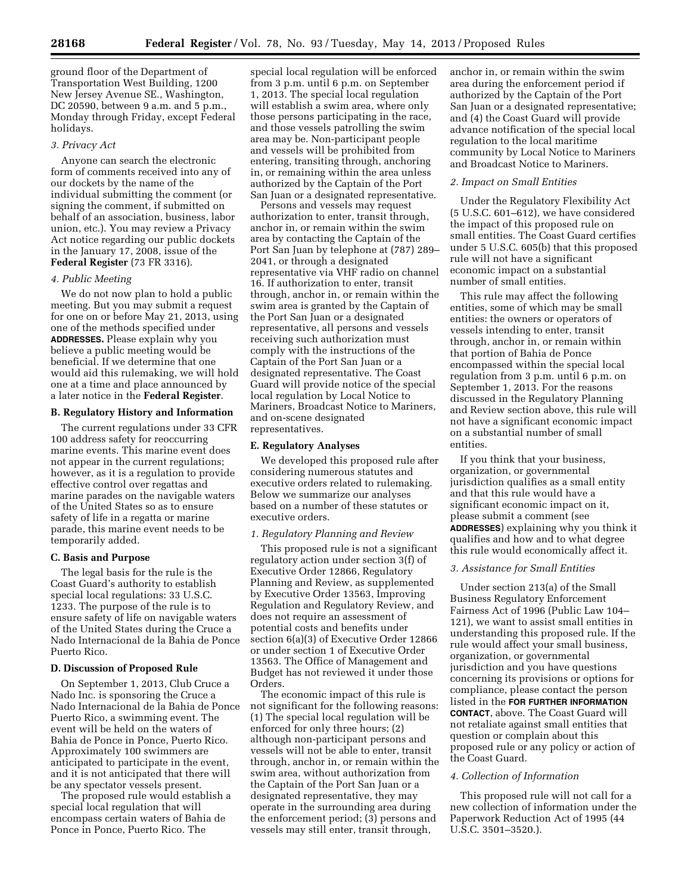ground floor of the Department of Transportation West Building, 1200 New Jersey Avenue SE., Washington, DC 20590, between 9 a.m. and 5 p.m., Monday through Friday, except Federal holidays.

### *3. Privacy Act*

Anyone can search the electronic form of comments received into any of our dockets by the name of the individual submitting the comment (or signing the comment, if submitted on behalf of an association, business, labor union, etc.). You may review a Privacy Act notice regarding our public dockets in the January 17, 2008, issue of the **Federal Register** (73 FR 3316).

### *4. Public Meeting*

We do not now plan to hold a public meeting. But you may submit a request for one on or before May 21, 2013, using one of the methods specified under **ADDRESSES.** Please explain why you believe a public meeting would be beneficial. If we determine that one would aid this rulemaking, we will hold one at a time and place announced by a later notice in the **Federal Register**.

## B. Regulatory History and Information

The current regulations under 33 CFR 100 address safety for reoccurring marine events. This marine event does not appear in the current regulations; however, as it is a regulation to provide effective control over regattas and marine parades on the navigable waters of the United States so as to ensure safety of life in a regatta or marine parade, this marine event needs to be temporarily added.

## C. Basis and Purpose

The legal basis for the rule is the Coast Guard's authority to establish special local regulations: 33 U.S.C. 1233. The purpose of the rule is to ensure safety of life on navigable waters of the United States during the Cruce a Nado Internacional de la Bahia de Ponce Puerto Rico.

## D. Discussion of Proposed Rule

On September 1, 2013, Club Cruce a Nado Inc. is sponsoring the Cruce a Nado Internacional de la Bahia de Ponce Puerto Rico, a swimming event. The event will be held on the waters of Bahia de Ponce in Ponce, Puerto Rico. Approximately 100 swimmers are anticipated to participate in the event, and it is not anticipated that there will be any spectator vessels present.

The proposed rule would establish a special local regulation that will encompass certain waters of Bahia de Ponce in Ponce, Puerto Rico. The special local regulation will be enforced from 3 p.m. until 6 p.m. on September 1, 2013. The special local regulation will establish a swim area, where only those persons participating in the race, and those vessels patrolling the swim area may be. Non-participant people and vessels will be prohibited from entering, transiting through, anchoring in, or remaining within the area unless authorized by the Captain of the Port San Juan or a designated representative.

Persons and vessels may request authorization to enter, transit through, anchor in, or remain within the swim area by contacting the Captain of the Port San Juan by telephone at (787) 289–2041, or through a designated representative via VHF radio on channel 16. If authorization to enter, transit through, anchor in, or remain within the swim area is granted by the Captain of the Port San Juan or a designated representative, all persons and vessels receiving such authorization must comply with the instructions of the Captain of the Port San Juan or a designated representative. The Coast Guard will provide notice of the special local regulation by Local Notice to Mariners, Broadcast Notice to Mariners, and on-scene designated representatives.

## E. Regulatory Analyses

We developed this proposed rule after considering numerous statutes and executive orders related to rulemaking. Below we summarize our analyses based on a number of these statutes or executive orders.

### *1. Regulatory Planning and Review*

This proposed rule is not a significant regulatory action under section 3(f) of Executive Order 12866, Regulatory Planning and Review, as supplemented by Executive Order 13563, Improving Regulation and Regulatory Review, and does not require an assessment of potential costs and benefits under section 6(a)(3) of Executive Order 12866 or under section 1 of Executive Order 13563. The Office of Management and Budget has not reviewed it under those Orders.

The economic impact of this rule is not significant for the following reasons: (1) The special local regulation will be enforced for only three hours; (2) although non-participant persons and vessels will not be able to enter, transit through, anchor in, or remain within the swim area, without authorization from the Captain of the Port San Juan or a designated representative, they may operate in the surrounding area during the enforcement period; (3) persons and vessels may still enter, transit through, anchor in, or remain within the swim area during the enforcement period if authorized by the Captain of the Port San Juan or a designated representative; and (4) the Coast Guard will provide advance notification of the special local regulation to the local maritime community by Local Notice to Mariners and Broadcast Notice to Mariners.

### *2. Impact on Small Entities*

Under the Regulatory Flexibility Act (5 U.S.C. 601–612), we have considered the impact of this proposed rule on small entities. The Coast Guard certifies under 5 U.S.C. 605(b) that this proposed rule will not have a significant economic impact on a substantial number of small entities.

This rule may affect the following entities, some of which may be small entities: the owners or operators of vessels intending to enter, transit through, anchor in, or remain within that portion of Bahia de Ponce encompassed within the special local regulation from 3 p.m. until 6 p.m. on September 1, 2013. For the reasons discussed in the Regulatory Planning and Review section above, this rule will not have a significant economic impact on a substantial number of small entities.

If you think that your business, organization, or governmental jurisdiction qualifies as a small entity and that this rule would have a significant economic impact on it, please submit a comment (see **ADDRESSES**) explaining why you think it qualifies and how and to what degree this rule would economically affect it.

### *3. Assistance for Small Entities*

Under section 213(a) of the Small Business Regulatory Enforcement Fairness Act of 1996 (Public Law 104–121), we want to assist small entities in understanding this proposed rule. If the rule would affect your small business, organization, or governmental jurisdiction and you have questions concerning its provisions or options for compliance, please contact the person listed in the **FOR FURTHER INFORMATION CONTACT**, above. The Coast Guard will not retaliate against small entities that question or complain about this proposed rule or any policy or action of the Coast Guard.

### *4. Collection of Information*

This proposed rule will not call for a new collection of information under the Paperwork Reduction Act of 1995 (44 U.S.C. 3501–3520.).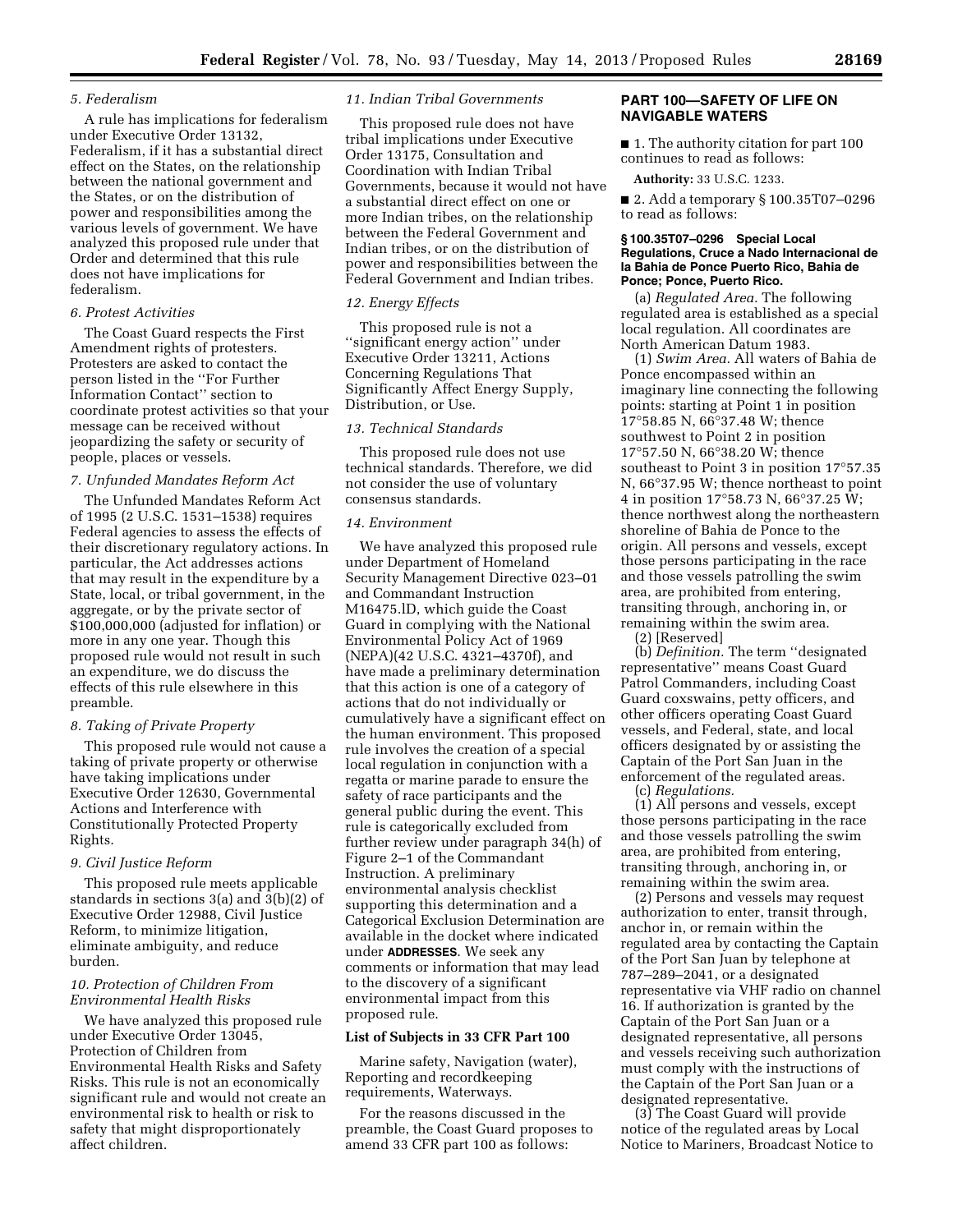### *5. Federalism*

A rule has implications for federalism under Executive Order 13132, Federalism, if it has a substantial direct effect on the States, on the relationship between the national government and the States, or on the distribution of power and responsibilities among the various levels of government. We have analyzed this proposed rule under that Order and determined that this rule does not have implications for federalism.

### *6. Protest Activities*

The Coast Guard respects the First Amendment rights of protesters. Protesters are asked to contact the person listed in the ''For Further Information Contact'' section to coordinate protest activities so that your message can be received without jeopardizing the safety or security of people, places or vessels.

### *7. Unfunded Mandates Reform Act*

The Unfunded Mandates Reform Act of 1995 (2 U.S.C. 1531–1538) requires Federal agencies to assess the effects of their discretionary regulatory actions. In particular, the Act addresses actions that may result in the expenditure by a State, local, or tribal government, in the aggregate, or by the private sector of $100,000,000 (adjusted for inflation) or more in any one year. Though this proposed rule would not result in such an expenditure, we do discuss the effects of this rule elsewhere in this preamble.

### *8. Taking of Private Property*

This proposed rule would not cause a taking of private property or otherwise have taking implications under Executive Order 12630, Governmental Actions and Interference with Constitutionally Protected Property Rights.

### *9. Civil Justice Reform*

This proposed rule meets applicable standards in sections 3(a) and 3(b)(2) of Executive Order 12988, Civil Justice Reform, to minimize litigation, eliminate ambiguity, and reduce burden.

### *10. Protection of Children From Environmental Health Risks*

We have analyzed this proposed rule under Executive Order 13045, Protection of Children from Environmental Health Risks and Safety Risks. This rule is not an economically significant rule and would not create an environmental risk to health or risk to safety that might disproportionately affect children.

### *11. Indian Tribal Governments*

This proposed rule does not have tribal implications under Executive Order 13175, Consultation and Coordination with Indian Tribal Governments, because it would not have a substantial direct effect on one or more Indian tribes, on the relationship between the Federal Government and Indian tribes, or on the distribution of power and responsibilities between the Federal Government and Indian tribes.

### *12. Energy Effects*

This proposed rule is not a ''significant energy action'' under Executive Order 13211, Actions Concerning Regulations That Significantly Affect Energy Supply, Distribution, or Use.

### *13. Technical Standards*

This proposed rule does not use technical standards. Therefore, we did not consider the use of voluntary consensus standards.

### *14. Environment*

We have analyzed this proposed rule under Department of Homeland Security Management Directive 023–01 and Commandant Instruction M16475.lD, which guide the Coast Guard in complying with the National Environmental Policy Act of 1969 (NEPA)(42 U.S.C. 4321–4370f), and have made a preliminary determination that this action is one of a category of actions that do not individually or cumulatively have a significant effect on the human environment. This proposed rule involves the creation of a special local regulation in conjunction with a regatta or marine parade to ensure the safety of race participants and the general public during the event. This rule is categorically excluded from further review under paragraph 34(h) of Figure 2–1 of the Commandant Instruction. A preliminary environmental analysis checklist supporting this determination and a Categorical Exclusion Determination are available in the docket where indicated under **ADDRESSES**. We seek any comments or information that may lead to the discovery of a significant environmental impact from this proposed rule.

## List of Subjects in 33 CFR Part 100

Marine safety, Navigation (water), Reporting and recordkeeping requirements, Waterways.

For the reasons discussed in the preamble, the Coast Guard proposes to amend 33 CFR part 100 as follows:

## PART 100—SAFETY OF LIFE ON NAVIGABLE WATERS

■ 1. The authority citation for part 100 continues to read as follows:

**Authority:** 33 U.S.C. 1233.

■ 2. Add a temporary § 100.35T07–0296 to read as follows:

#### § 100.35T07–0296 Special Local Regulations, Cruce a Nado Internacional de la Bahia de Ponce Puerto Rico, Bahia de Ponce; Ponce, Puerto Rico.

(a) *Regulated Area.* The following regulated area is established as a special local regulation. All coordinates are North American Datum 1983.

(1) *Swim Area.* All waters of Bahia de Ponce encompassed within an imaginary line connecting the following points: starting at Point 1 in position 17°58.85 N, 66°37.48 W; thence southwest to Point 2 in position 17°57.50 N, 66°38.20 W; thence southeast to Point 3 in position 17°57.35 N, 66°37.95 W; thence northeast to point 4 in position 17°58.73 N, 66°37.25 W; thence northwest along the northeastern shoreline of Bahia de Ponce to the origin. All persons and vessels, except those persons participating in the race and those vessels patrolling the swim area, are prohibited from entering, transiting through, anchoring in, or remaining within the swim area.

(2) [Reserved]

(b) *Definition.* The term ''designated representative'' means Coast Guard Patrol Commanders, including Coast Guard coxswains, petty officers, and other officers operating Coast Guard vessels, and Federal, state, and local officers designated by or assisting the Captain of the Port San Juan in the enforcement of the regulated areas.

(c) *Regulations.*

(1) All persons and vessels, except those persons participating in the race and those vessels patrolling the swim area, are prohibited from entering, transiting through, anchoring in, or remaining within the swim area.

(2) Persons and vessels may request authorization to enter, transit through, anchor in, or remain within the regulated area by contacting the Captain of the Port San Juan by telephone at 787–289–2041, or a designated representative via VHF radio on channel 16. If authorization is granted by the Captain of the Port San Juan or a designated representative, all persons and vessels receiving such authorization must comply with the instructions of the Captain of the Port San Juan or a designated representative.

(3) The Coast Guard will provide notice of the regulated areas by Local Notice to Mariners, Broadcast Notice to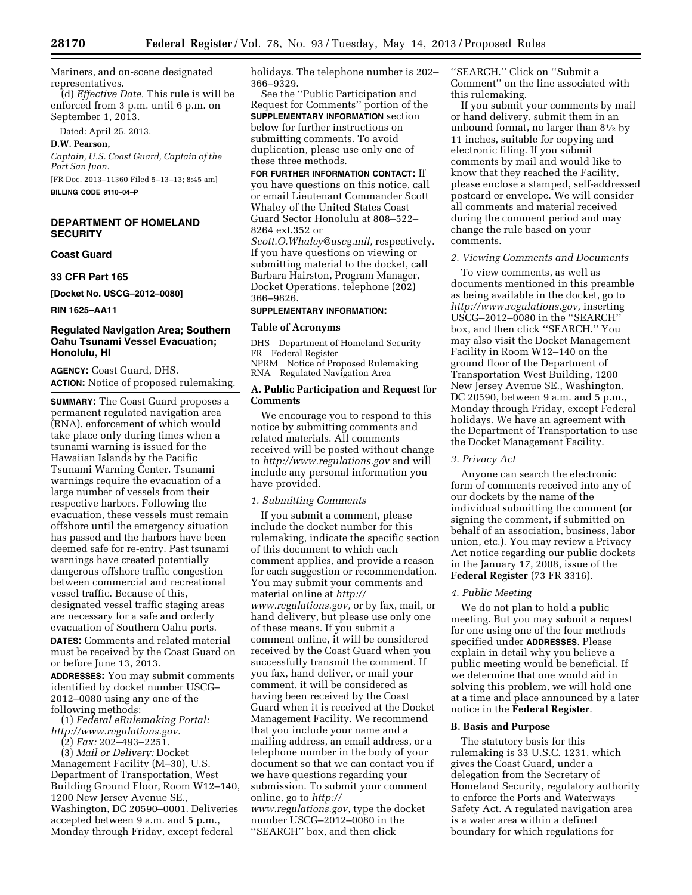Mariners, and on-scene designated representatives.

(d) *Effective Date.* This rule is will be enforced from 3 p.m. until 6 p.m. on September 1, 2013.

Dated: April 25, 2013.

**D.W. Pearson,**

*Captain, U.S. Coast Guard, Captain of the Port San Juan.*

[FR Doc. 2013–11360 Filed 5–13–13; 8:45 am]

**BILLING CODE 9110–04–P**

## DEPARTMENT OF HOMELAND SECURITY

### Coast Guard

### 33 CFR Part 165

**[Docket No. USCG–2012–0080]**

**RIN 1625–AA11**

### Regulated Navigation Area; Southern Oahu Tsunami Vessel Evacuation; Honolulu, HI

**AGENCY:** Coast Guard, DHS.

**ACTION:** Notice of proposed rulemaking.

**SUMMARY:** The Coast Guard proposes a permanent regulated navigation area (RNA), enforcement of which would take place only during times when a tsunami warning is issued for the Hawaiian Islands by the Pacific Tsunami Warning Center. Tsunami warnings require the evacuation of a large number of vessels from their respective harbors. Following the evacuation, these vessels must remain offshore until the emergency situation has passed and the harbors have been deemed safe for re-entry. Past tsunami warnings have created potentially dangerous offshore traffic congestion between commercial and recreational vessel traffic. Because of this, designated vessel traffic staging areas are necessary for a safe and orderly evacuation of Southern Oahu ports.

**DATES:** Comments and related material must be received by the Coast Guard on or before June 13, 2013.

**ADDRESSES:** You may submit comments identified by docket number USCG–2012–0080 using any one of the following methods:

(1) *Federal eRulemaking Portal: http://www.regulations.gov.*

(2) *Fax:* 202–493–2251.

(3) *Mail or Delivery:* Docket Management Facility (M–30), U.S. Department of Transportation, West Building Ground Floor, Room W12–140, 1200 New Jersey Avenue SE., Washington, DC 20590–0001. Deliveries accepted between 9 a.m. and 5 p.m., Monday through Friday, except federal holidays. The telephone number is 202–366–9329.

See the "Public Participation and Request for Comments" portion of the **SUPPLEMENTARY INFORMATION** section below for further instructions on submitting comments. To avoid duplication, please use only one of these three methods.

**FOR FURTHER INFORMATION CONTACT:** If you have questions on this notice, call or email Lieutenant Commander Scott Whaley of the United States Coast Guard Sector Honolulu at 808–522–8264 ext.352 or *Scott.O.Whaley@uscg.mil,* respectively. If you have questions on viewing or submitting material to the docket, call Barbara Hairston, Program Manager, Docket Operations, telephone (202) 366–9826.

**SUPPLEMENTARY INFORMATION:**

#### Table of Acronyms

DHS Department of Homeland Security
FR Federal Register
NPRM Notice of Proposed Rulemaking
RNA Regulated Navigation Area

#### A. Public Participation and Request for Comments

We encourage you to respond to this notice by submitting comments and related materials. All comments received will be posted without change to *http://www.regulations.gov* and will include any personal information you have provided.

*1. Submitting Comments*

If you submit a comment, please include the docket number for this rulemaking, indicate the specific section of this document to which each comment applies, and provide a reason for each suggestion or recommendation. You may submit your comments and material online at *http://www.regulations.gov,* or by fax, mail, or hand delivery, but please use only one of these means. If you submit a comment online, it will be considered received by the Coast Guard when you successfully transmit the comment. If you fax, hand deliver, or mail your comment, it will be considered as having been received by the Coast Guard when it is received at the Docket Management Facility. We recommend that you include your name and a mailing address, an email address, or a telephone number in the body of your document so that we can contact you if we have questions regarding your submission. To submit your comment online, go to *http://www.regulations.gov,* type the docket number USCG–2012–0080 in the "SEARCH" box, and then click "SEARCH." Click on "Submit a Comment" on the line associated with this rulemaking.

If you submit your comments by mail or hand delivery, submit them in an unbound format, no larger than 8½ by 11 inches, suitable for copying and electronic filing. If you submit comments by mail and would like to know that they reached the Facility, please enclose a stamped, self-addressed postcard or envelope. We will consider all comments and material received during the comment period and may change the rule based on your comments.

*2. Viewing Comments and Documents*

To view comments, as well as documents mentioned in this preamble as being available in the docket, go to *http://www.regulations.gov,* inserting USCG–2012–0080 in the "SEARCH" box, and then click "SEARCH." You may also visit the Docket Management Facility in Room W12–140 on the ground floor of the Department of Transportation West Building, 1200 New Jersey Avenue SE., Washington, DC 20590, between 9 a.m. and 5 p.m., Monday through Friday, except Federal holidays. We have an agreement with the Department of Transportation to use the Docket Management Facility.

*3. Privacy Act*

Anyone can search the electronic form of comments received into any of our dockets by the name of the individual submitting the comment (or signing the comment, if submitted on behalf of an association, business, labor union, etc.). You may review a Privacy Act notice regarding our public dockets in the January 17, 2008, issue of the **Federal Register** (73 FR 3316).

*4. Public Meeting*

We do not plan to hold a public meeting. But you may submit a request for one using one of the four methods specified under **ADDRESSES**. Please explain in detail why you believe a public meeting would be beneficial. If we determine that one would aid in solving this problem, we will hold one at a time and place announced by a later notice in the **Federal Register**.

#### B. Basis and Purpose

The statutory basis for this rulemaking is 33 U.S.C. 1231, which gives the Coast Guard, under a delegation from the Secretary of Homeland Security, regulatory authority to enforce the Ports and Waterways Safety Act. A regulated navigation area is a water area within a defined boundary for which regulations for